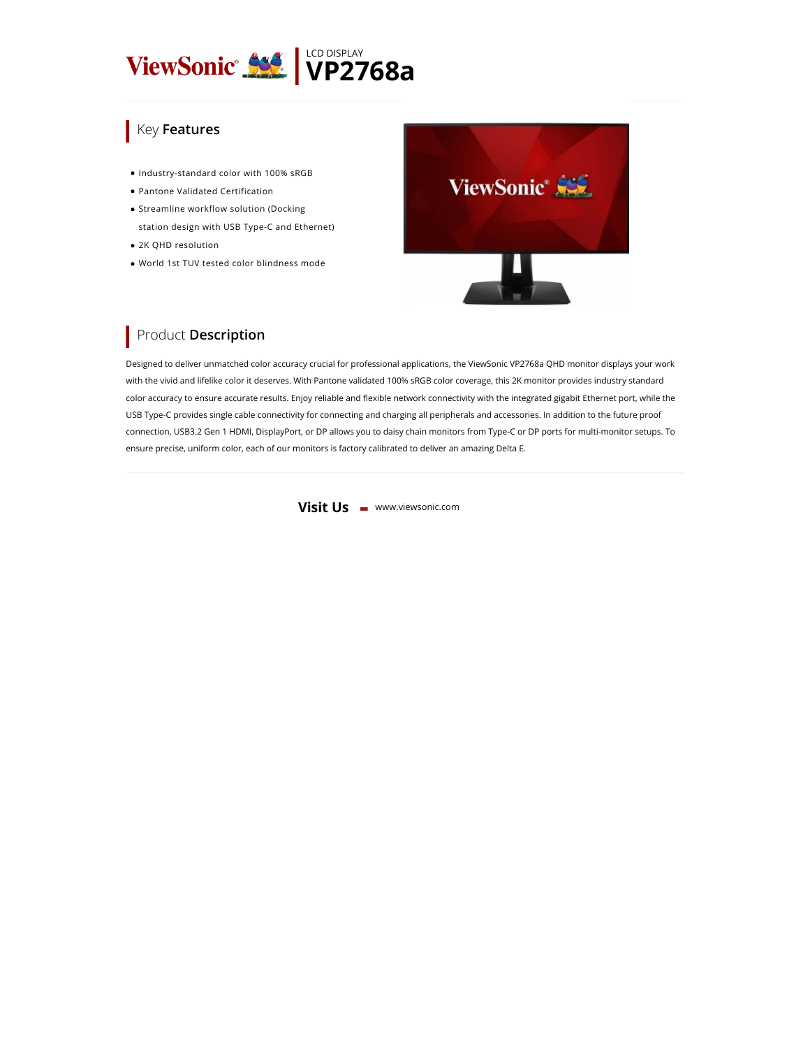ViewSonic

LCD DISPLAY

# VP2768a

## Key Features

- Industry-standard color with 100% sRGB
- Pantone Validated Certification
- Streamline workflow solution (Docking station design with USB Type-C and Ethernet)
- 2K QHD resolution
- World 1st TUV tested color blindness mode

## Product Description

Designed to deliver unmatched color accuracy crucial for professional applications, the ViewSonic VP2768a QHD monitor displays your work with the vivid and lifelike color it deserves. With Pantone validated 100% sRGB color coverage, this 2K monitor provides industry standard color accuracy to ensure accurate results. Enjoy reliable and flexible network connectivity with the integrated gigabit Ethernet port, while the USB Type-C provides single cable connectivity for connecting and charging all peripherals and accessories. In addition to the future proof connection, USB3.2 Gen 1 HDMI, DisplayPort, or DP allows you to daisy chain monitors from Type-C or DP ports for multi-monitor setups. To ensure precise, uniform color, each of our monitors is factory calibrated to deliver an amazing Delta E.

**Visit Us** www.viewsonic.com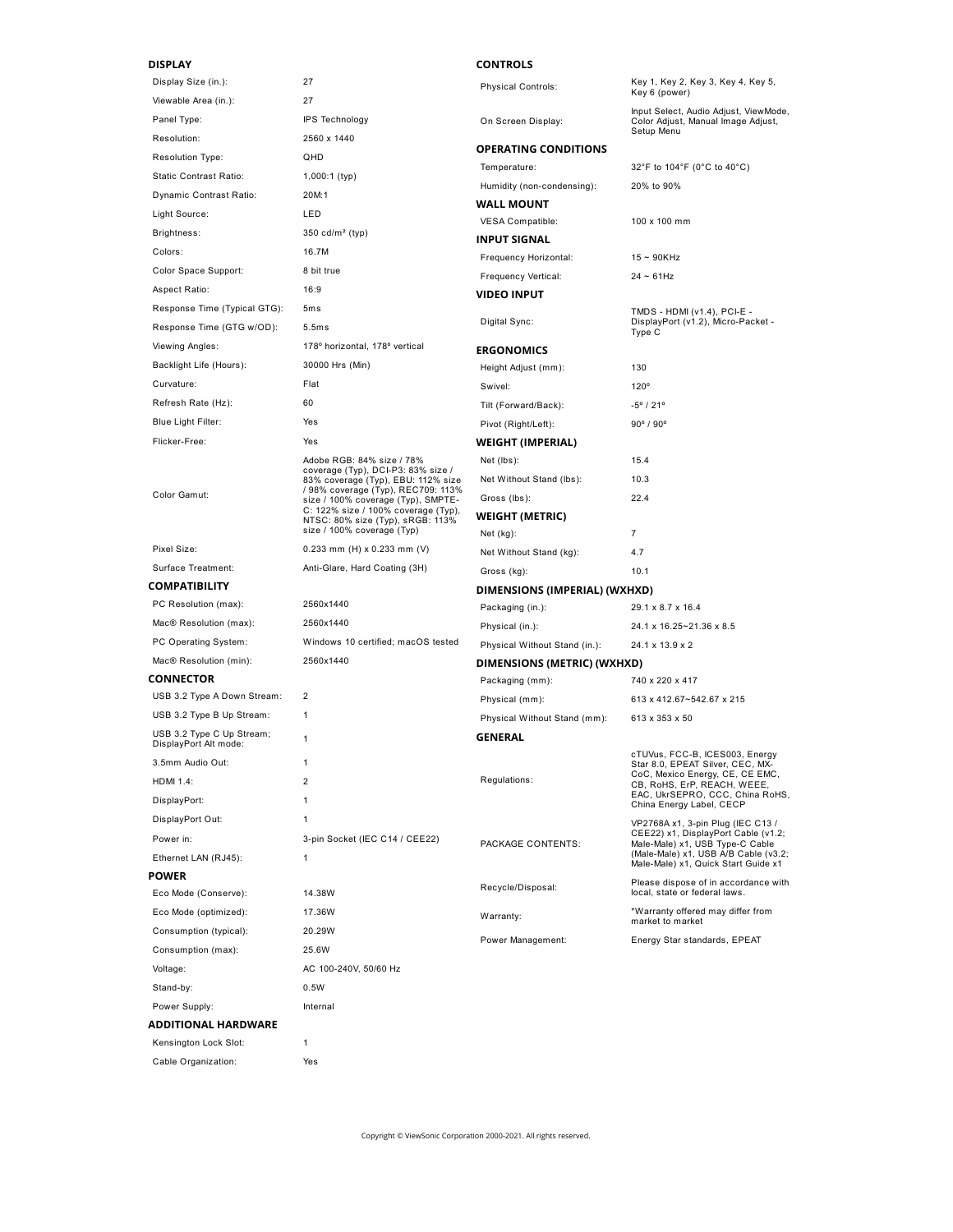### DISPLAY

| | |
|---|---|
| Display Size (in.): | 27 |
| Viewable Area (in.): | 27 |
| Panel Type: | IPS Technology |
| Resolution: | 2560 x 1440 |
| Resolution Type: | QHD |
| Static Contrast Ratio: | 1,000:1 (typ) |
| Dynamic Contrast Ratio: | 20M:1 |
| Light Source: | LED |
| Brightness: | 350 cd/m² (typ) |
| Colors: | 16.7M |
| Color Space Support: | 8 bit true |
| Aspect Ratio: | 16:9 |
| Response Time (Typical GTG): | 5ms |
| Response Time (GTG w/OD): | 5.5ms |
| Viewing Angles: | 178º horizontal, 178º vertical |
| Backlight Life (Hours): | 30000 Hrs (Min) |
| Curvature: | Flat |
| Refresh Rate (Hz): | 60 |
| Blue Light Filter: | Yes |
| Flicker-Free: | Yes |
| Color Gamut: | Adobe RGB: 84% size / 78% coverage (Typ), DCI-P3: 83% size / 83% coverage (Typ), EBU: 112% size / 98% coverage (Typ), REC709: 113% size / 100% coverage (Typ), SMPTE-C: 122% size / 100% coverage (Typ), NTSC: 80% size (Typ), sRGB: 113% size / 100% coverage (Typ) |
| Pixel Size: | 0.233 mm (H) x 0.233 mm (V) |
| Surface Treatment: | Anti-Glare, Hard Coating (3H) |

### COMPATIBILITY

| | |
|---|---|
| PC Resolution (max): | 2560x1440 |
| Mac® Resolution (max): | 2560x1440 |
| PC Operating System: | Windows 10 certified; macOS tested |
| Mac® Resolution (min): | 2560x1440 |

### CONNECTOR

| | |
|---|---|
| USB 3.2 Type A Down Stream: | 2 |
| USB 3.2 Type B Up Stream: | 1 |
| USB 3.2 Type C Up Stream; DisplayPort Alt mode: | 1 |
| 3.5mm Audio Out: | 1 |
| HDMI 1.4: | 2 |
| DisplayPort: | 1 |
| DisplayPort Out: | 1 |
| Power in: | 3-pin Socket (IEC C14 / CEE22) |
| Ethernet LAN (RJ45): | 1 |

### POWER

| | |
|---|---|
| Eco Mode (Conserve): | 14.38W |
| Eco Mode (optimized): | 17.36W |
| Consumption (typical): | 20.29W |
| Consumption (max): | 25.6W |
| Voltage: | AC 100-240V, 50/60 Hz |
| Stand-by: | 0.5W |
| Power Supply: | Internal |

### ADDITIONAL HARDWARE

| | |
|---|---|
| Kensington Lock Slot: | 1 |
| Cable Organization: | Yes |

### CONTROLS

| | |
|---|---|
| Physical Controls: | Key 1, Key 2, Key 3, Key 4, Key 5, Key 6 (power) |
| On Screen Display: | Input Select, Audio Adjust, ViewMode, Color Adjust, Manual Image Adjust, Setup Menu |

### OPERATING CONDITIONS

| | |
|---|---|
| Temperature: | 32°F to 104°F (0°C to 40°C) |
| Humidity (non-condensing): | 20% to 90% |

### WALL MOUNT

| | |
|---|---|
| VESA Compatible: | 100 x 100 mm |

### INPUT SIGNAL

| | |
|---|---|
| Frequency Horizontal: | 15 ~ 90KHz |
| Frequency Vertical: | 24 ~ 61Hz |

### VIDEO INPUT

| | |
|---|---|
| Digital Sync: | TMDS - HDMI (v1.4), PCI-E - DisplayPort (v1.2), Micro-Packet - Type C |

### ERGONOMICS

| | |
|---|---|
| Height Adjust (mm): | 130 |
| Swivel: | 120º |
| Tilt (Forward/Back): | -5º / 21º |
| Pivot (Right/Left): | 90º / 90º |

### WEIGHT (IMPERIAL)

| | |
|---|---|
| Net (lbs): | 15.4 |
| Net Without Stand (lbs): | 10.3 |
| Gross (lbs): | 22.4 |

### WEIGHT (METRIC)

| | |
|---|---|
| Net (kg): | 7 |
| Net Without Stand (kg): | 4.7 |
| Gross (kg): | 10.1 |

### DIMENSIONS (IMPERIAL) (WXHXD)

| | |
|---|---|
| Packaging (in.): | 29.1 x 8.7 x 16.4 |
| Physical (in.): | 24.1 x 16.25~21.36 x 8.5 |
| Physical Without Stand (in.): | 24.1 x 13.9 x 2 |

### DIMENSIONS (METRIC) (WXHXD)

| | |
|---|---|
| Packaging (mm): | 740 x 220 x 417 |
| Physical (mm): | 613 x 412.67~542.67 x 215 |
| Physical Without Stand (mm): | 613 x 353 x 50 |

### GENERAL

| | |
|---|---|
| Regulations: | cTUVus, FCC-B, ICES003, Energy Star 8.0, EPEAT Silver, CEC, MX-CoC, Mexico Energy, CE, CE EMC, CB, RoHS, ErP, REACH, WEEE, EAC, UkrSEPRO, CCC, China RoHS, China Energy Label, CECP |
| PACKAGE CONTENTS: | VP2768A x1, 3-pin Plug (IEC C13 / CEE22) x1, DisplayPort Cable (v1.2; Male-Male) x1, USB Type-C Cable (Male-Male) x1, USB A/B Cable (v3.2; Male-Male) x1, Quick Start Guide x1 |
| Recycle/Disposal: | Please dispose of in accordance with local, state or federal laws. |
| Warranty: | *Warranty offered may differ from market to market |
| Power Management: | Energy Star standards, EPEAT |

Copyright © ViewSonic Corporation 2000-2021. All rights reserved.